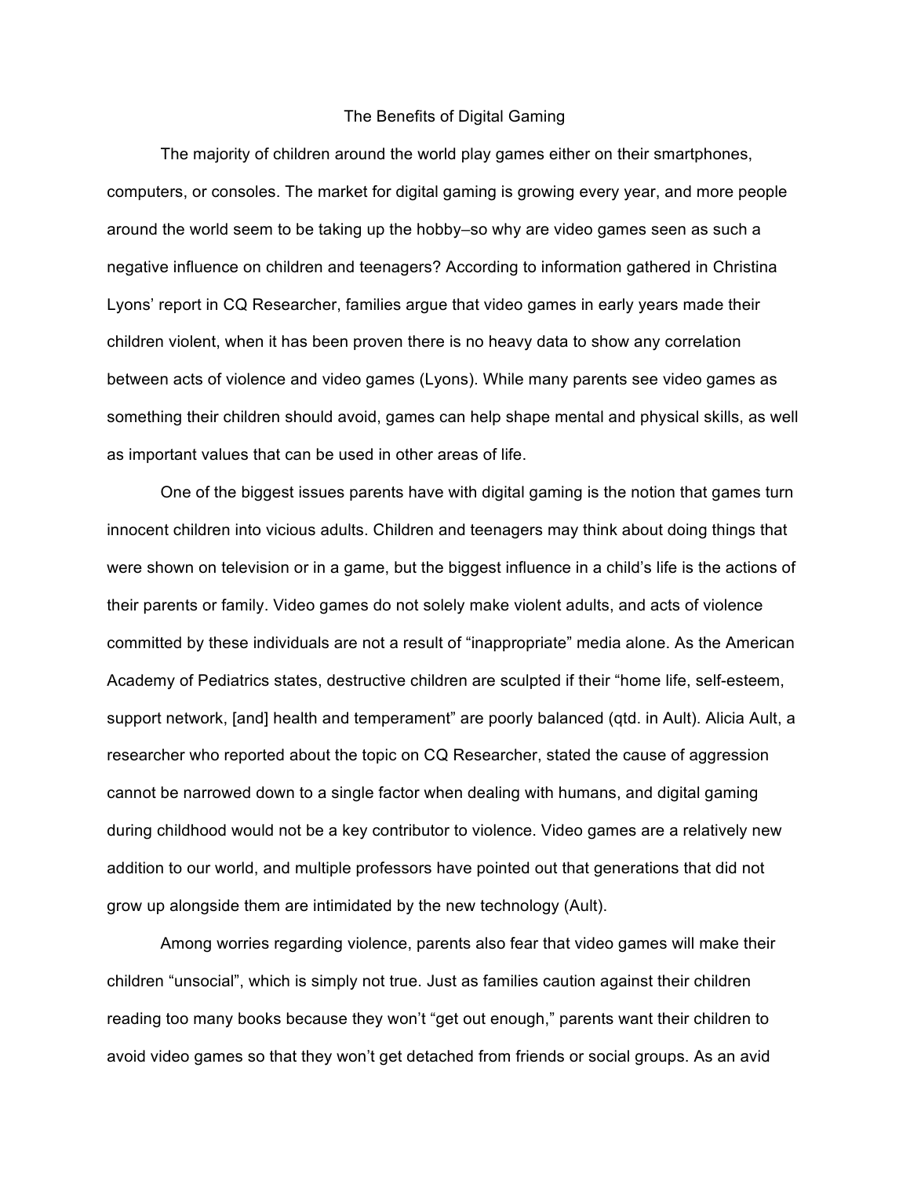# The Benefits of Digital Gaming

The majority of children around the world play games either on their smartphones, computers, or consoles. The market for digital gaming is growing every year, and more people around the world seem to be taking up the hobby–so why are video games seen as such a negative influence on children and teenagers? According to information gathered in Christina Lyons' report in CQ Researcher, families argue that video games in early years made their children violent, when it has been proven there is no heavy data to show any correlation between acts of violence and video games (Lyons). While many parents see video games as something their children should avoid, games can help shape mental and physical skills, as well as important values that can be used in other areas of life.

One of the biggest issues parents have with digital gaming is the notion that games turn innocent children into vicious adults. Children and teenagers may think about doing things that were shown on television or in a game, but the biggest influence in a child's life is the actions of their parents or family. Video games do not solely make violent adults, and acts of violence committed by these individuals are not a result of "inappropriate" media alone. As the American Academy of Pediatrics states, destructive children are sculpted if their "home life, self-esteem, support network, [and] health and temperament" are poorly balanced (qtd. in Ault). Alicia Ault, a researcher who reported about the topic on CQ Researcher, stated the cause of aggression cannot be narrowed down to a single factor when dealing with humans, and digital gaming during childhood would not be a key contributor to violence. Video games are a relatively new addition to our world, and multiple professors have pointed out that generations that did not grow up alongside them are intimidated by the new technology (Ault).

Among worries regarding violence, parents also fear that video games will make their children "unsocial", which is simply not true. Just as families caution against their children reading too many books because they won't "get out enough," parents want their children to avoid video games so that they won't get detached from friends or social groups. As an avid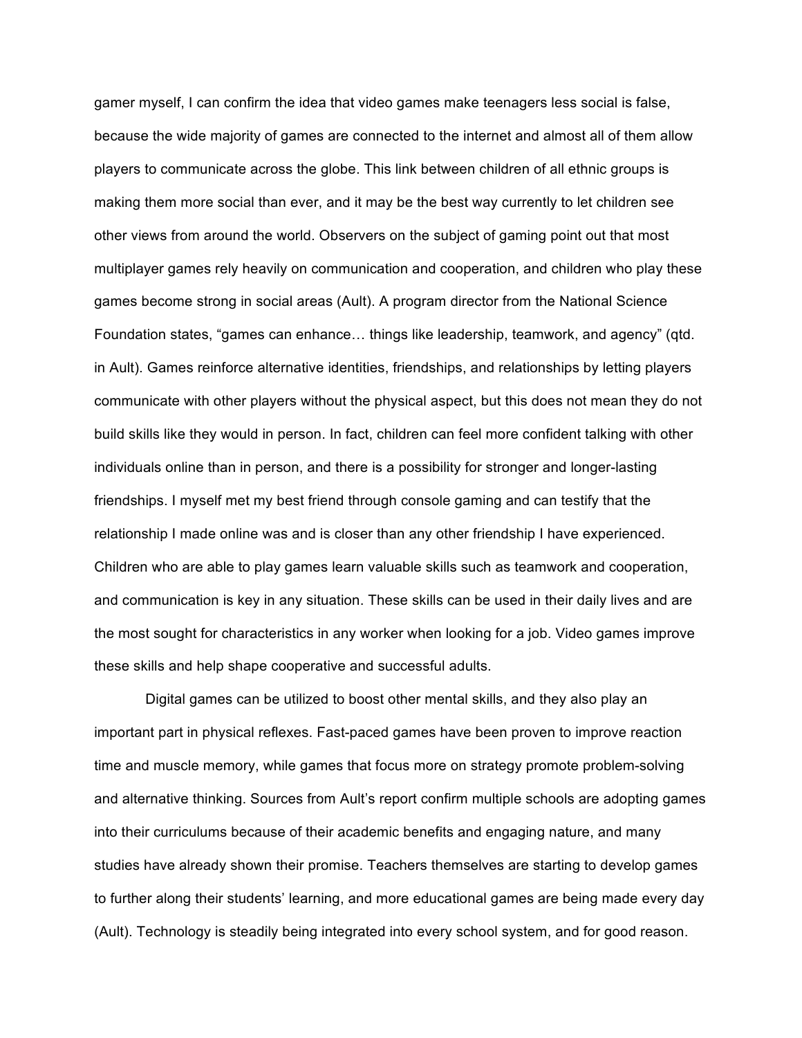gamer myself, I can confirm the idea that video games make teenagers less social is false, because the wide majority of games are connected to the internet and almost all of them allow players to communicate across the globe. This link between children of all ethnic groups is making them more social than ever, and it may be the best way currently to let children see other views from around the world. Observers on the subject of gaming point out that most multiplayer games rely heavily on communication and cooperation, and children who play these games become strong in social areas (Ault). A program director from the National Science Foundation states, "games can enhance… things like leadership, teamwork, and agency" (qtd. in Ault). Games reinforce alternative identities, friendships, and relationships by letting players communicate with other players without the physical aspect, but this does not mean they do not build skills like they would in person. In fact, children can feel more confident talking with other individuals online than in person, and there is a possibility for stronger and longer-lasting friendships. I myself met my best friend through console gaming and can testify that the relationship I made online was and is closer than any other friendship I have experienced. Children who are able to play games learn valuable skills such as teamwork and cooperation, and communication is key in any situation. These skills can be used in their daily lives and are the most sought for characteristics in any worker when looking for a job. Video games improve these skills and help shape cooperative and successful adults.

Digital games can be utilized to boost other mental skills, and they also play an important part in physical reflexes. Fast-paced games have been proven to improve reaction time and muscle memory, while games that focus more on strategy promote problem-solving and alternative thinking. Sources from Ault's report confirm multiple schools are adopting games into their curriculums because of their academic benefits and engaging nature, and many studies have already shown their promise. Teachers themselves are starting to develop games to further along their students' learning, and more educational games are being made every day (Ault). Technology is steadily being integrated into every school system, and for good reason.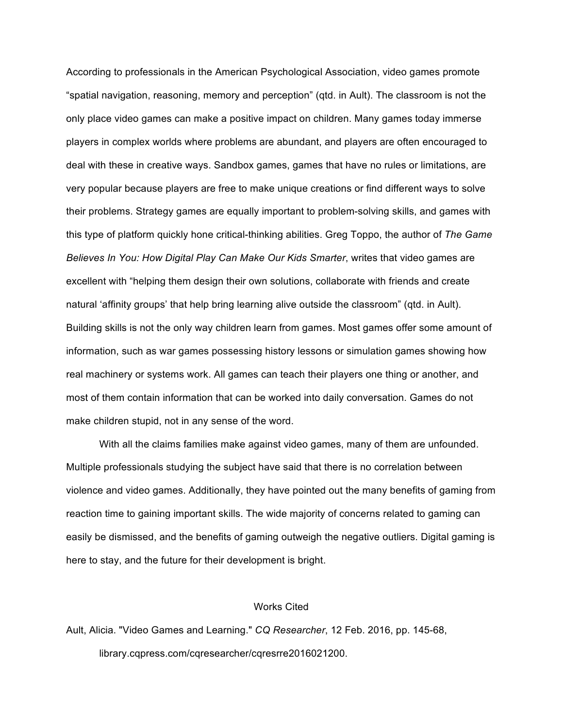According to professionals in the American Psychological Association, video games promote “spatial navigation, reasoning, memory and perception” (qtd. in Ault). The classroom is not the only place video games can make a positive impact on children. Many games today immerse players in complex worlds where problems are abundant, and players are often encouraged to deal with these in creative ways. Sandbox games, games that have no rules or limitations, are very popular because players are free to make unique creations or find different ways to solve their problems. Strategy games are equally important to problem-solving skills, and games with this type of platform quickly hone critical-thinking abilities. Greg Toppo, the author of *The Game Believes In You: How Digital Play Can Make Our Kids Smarter*, writes that video games are excellent with “helping them design their own solutions, collaborate with friends and create natural ‘affinity groups’ that help bring learning alive outside the classroom” (qtd. in Ault). Building skills is not the only way children learn from games. Most games offer some amount of information, such as war games possessing history lessons or simulation games showing how real machinery or systems work. All games can teach their players one thing or another, and most of them contain information that can be worked into daily conversation. Games do not make children stupid, not in any sense of the word.

With all the claims families make against video games, many of them are unfounded. Multiple professionals studying the subject have said that there is no correlation between violence and video games. Additionally, they have pointed out the many benefits of gaming from reaction time to gaining important skills. The wide majority of concerns related to gaming can easily be dismissed, and the benefits of gaming outweigh the negative outliers. Digital gaming is here to stay, and the future for their development is bright.

## Works Cited

Ault, Alicia. "Video Games and Learning." *CQ Researcher*, 12 Feb. 2016, pp. 145-68, library.cqpress.com/cqresearcher/cqresrre2016021200.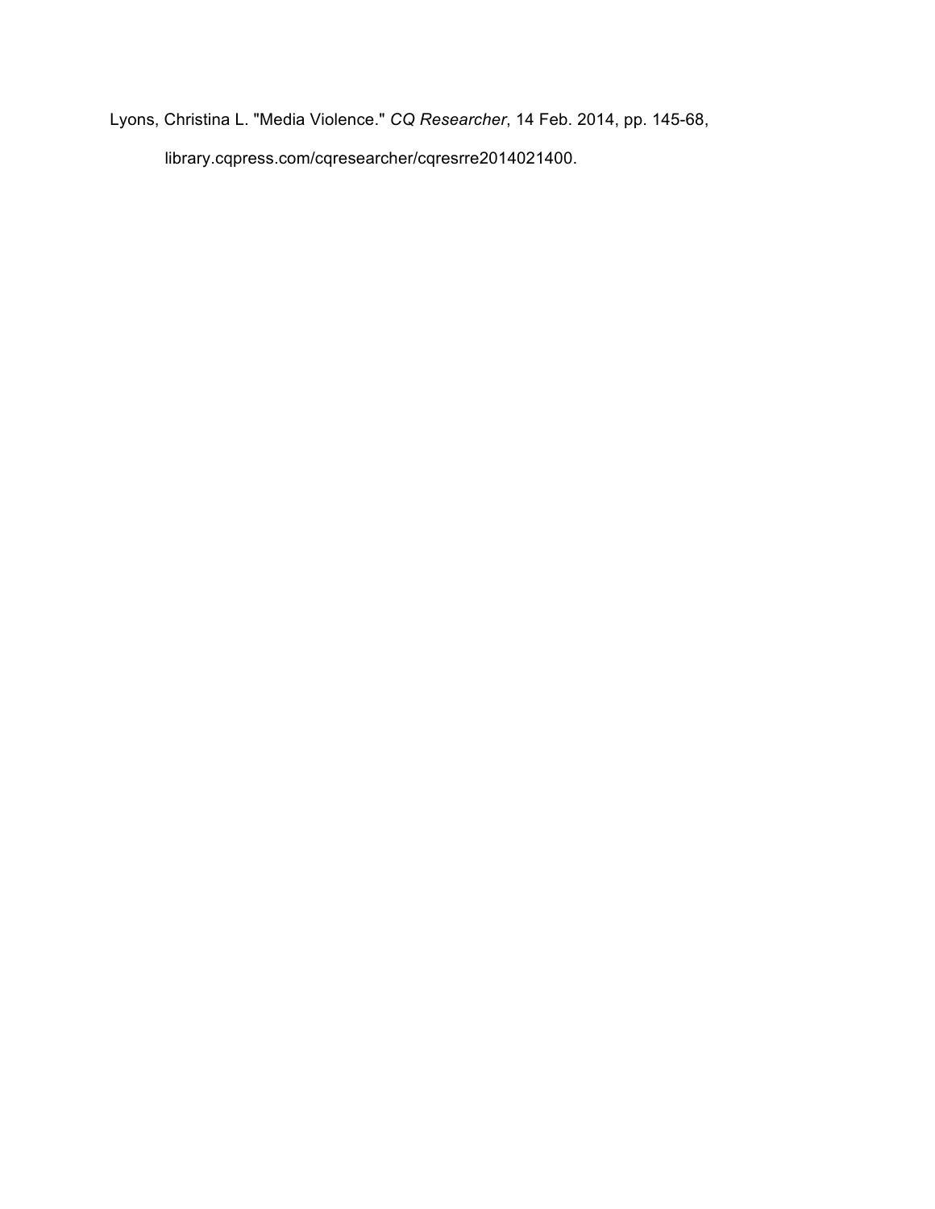Lyons, Christina L. "Media Violence." *CQ Researcher*, 14 Feb. 2014, pp. 145-68, library.cqpress.com/cqresearcher/cqresrre2014021400.